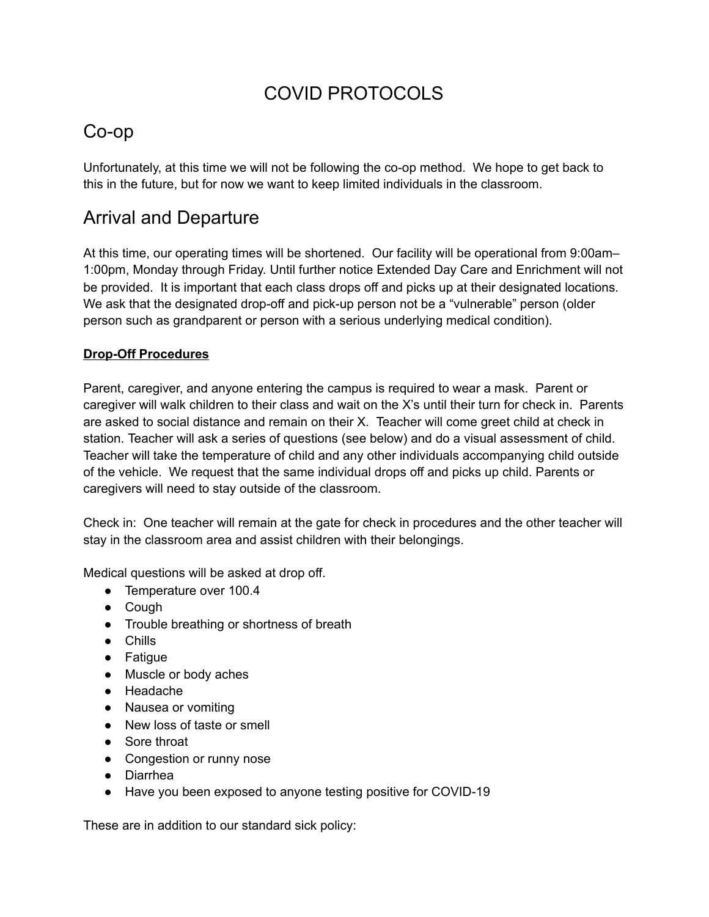# COVID PROTOCOLS

## Co-op

Unfortunately, at this time we will not be following the co-op method. We hope to get back to this in the future, but for now we want to keep limited individuals in the classroom.

## Arrival and Departure

At this time, our operating times will be shortened. Our facility will be operational from 9:00am–1:00pm, Monday through Friday. Until further notice Extended Day Care and Enrichment will not be provided. It is important that each class drops off and picks up at their designated locations. We ask that the designated drop-off and pick-up person not be a "vulnerable" person (older person such as grandparent or person with a serious underlying medical condition).

**Drop-Off Procedures**

Parent, caregiver, and anyone entering the campus is required to wear a mask. Parent or caregiver will walk children to their class and wait on the X's until their turn for check in. Parents are asked to social distance and remain on their X. Teacher will come greet child at check in station. Teacher will ask a series of questions (see below) and do a visual assessment of child. Teacher will take the temperature of child and any other individuals accompanying child outside of the vehicle. We request that the same individual drops off and picks up child. Parents or caregivers will need to stay outside of the classroom.

Check in: One teacher will remain at the gate for check in procedures and the other teacher will stay in the classroom area and assist children with their belongings.

Medical questions will be asked at drop off.

- Temperature over 100.4
- Cough
- Trouble breathing or shortness of breath
- Chills
- Fatigue
- Muscle or body aches
- Headache
- Nausea or vomiting
- New loss of taste or smell
- Sore throat
- Congestion or runny nose
- Diarrhea
- Have you been exposed to anyone testing positive for COVID-19

These are in addition to our standard sick policy: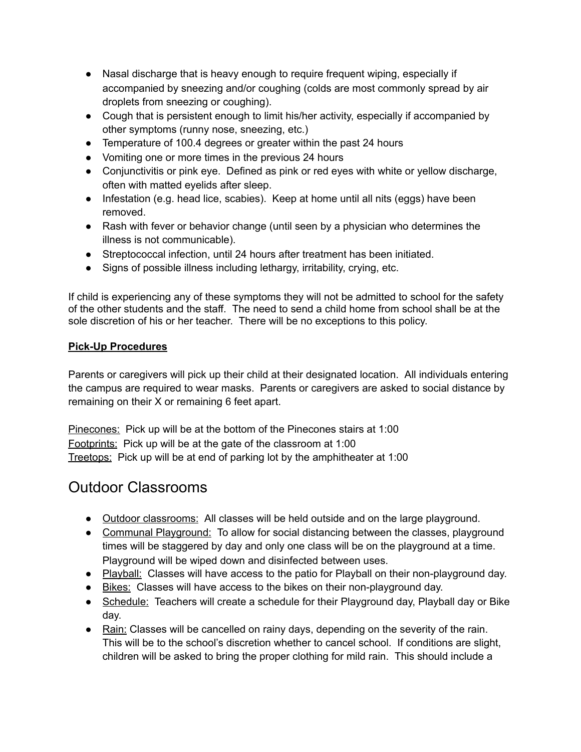- Nasal discharge that is heavy enough to require frequent wiping, especially if accompanied by sneezing and/or coughing (colds are most commonly spread by air droplets from sneezing or coughing).
- Cough that is persistent enough to limit his/her activity, especially if accompanied by other symptoms (runny nose, sneezing, etc.)
- Temperature of 100.4 degrees or greater within the past 24 hours
- Vomiting one or more times in the previous 24 hours
- Conjunctivitis or pink eye. Defined as pink or red eyes with white or yellow discharge, often with matted eyelids after sleep.
- Infestation (e.g. head lice, scabies). Keep at home until all nits (eggs) have been removed.
- Rash with fever or behavior change (until seen by a physician who determines the illness is not communicable).
- Streptococcal infection, until 24 hours after treatment has been initiated.
- Signs of possible illness including lethargy, irritability, crying, etc.

If child is experiencing any of these symptoms they will not be admitted to school for the safety of the other students and the staff. The need to send a child home from school shall be at the sole discretion of his or her teacher. There will be no exceptions to this policy.

**Pick-Up Procedures**

Parents or caregivers will pick up their child at their designated location. All individuals entering the campus are required to wear masks. Parents or caregivers are asked to social distance by remaining on their X or remaining 6 feet apart.

Pinecones: Pick up will be at the bottom of the Pinecones stairs at 1:00
Footprints: Pick up will be at the gate of the classroom at 1:00
Treetops: Pick up will be at end of parking lot by the amphitheater at 1:00

# Outdoor Classrooms

- Outdoor classrooms: All classes will be held outside and on the large playground.
- Communal Playground: To allow for social distancing between the classes, playground times will be staggered by day and only one class will be on the playground at a time. Playground will be wiped down and disinfected between uses.
- Playball: Classes will have access to the patio for Playball on their non-playground day.
- Bikes: Classes will have access to the bikes on their non-playground day.
- Schedule: Teachers will create a schedule for their Playground day, Playball day or Bike day.
- Rain: Classes will be cancelled on rainy days, depending on the severity of the rain. This will be to the school's discretion whether to cancel school. If conditions are slight, children will be asked to bring the proper clothing for mild rain. This should include a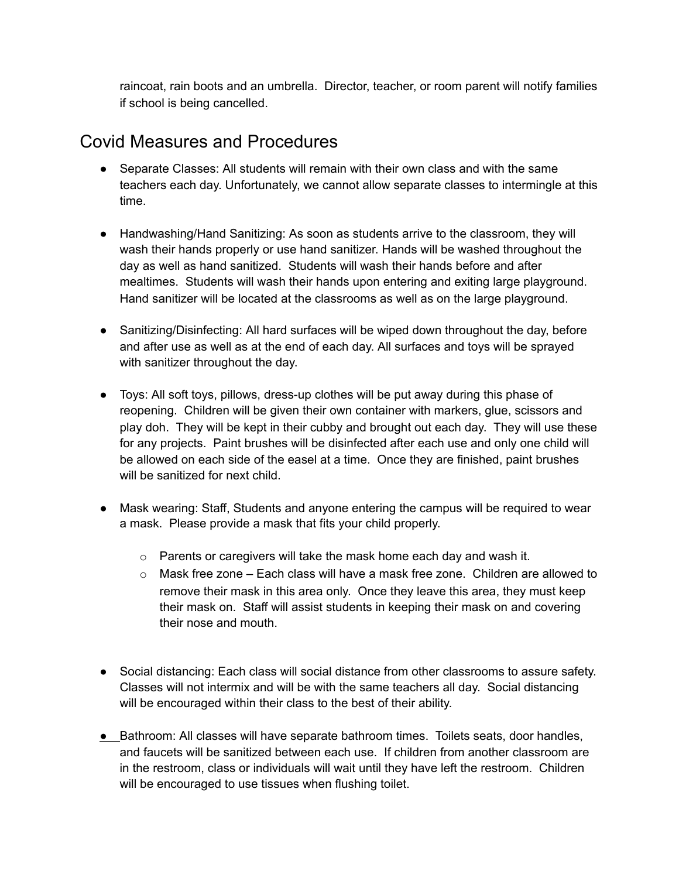raincoat, rain boots and an umbrella. Director, teacher, or room parent will notify families if school is being cancelled.

## Covid Measures and Procedures

- Separate Classes: All students will remain with their own class and with the same teachers each day. Unfortunately, we cannot allow separate classes to intermingle at this time.

- Handwashing/Hand Sanitizing: As soon as students arrive to the classroom, they will wash their hands properly or use hand sanitizer. Hands will be washed throughout the day as well as hand sanitized. Students will wash their hands before and after mealtimes. Students will wash their hands upon entering and exiting large playground. Hand sanitizer will be located at the classrooms as well as on the large playground.

- Sanitizing/Disinfecting: All hard surfaces will be wiped down throughout the day, before and after use as well as at the end of each day. All surfaces and toys will be sprayed with sanitizer throughout the day.

- Toys: All soft toys, pillows, dress-up clothes will be put away during this phase of reopening. Children will be given their own container with markers, glue, scissors and play doh. They will be kept in their cubby and brought out each day. They will use these for any projects. Paint brushes will be disinfected after each use and only one child will be allowed on each side of the easel at a time. Once they are finished, paint brushes will be sanitized for next child.

- Mask wearing: Staff, Students and anyone entering the campus will be required to wear a mask. Please provide a mask that fits your child properly.
  - Parents or caregivers will take the mask home each day and wash it.
  - Mask free zone – Each class will have a mask free zone. Children are allowed to remove their mask in this area only. Once they leave this area, they must keep their mask on. Staff will assist students in keeping their mask on and covering their nose and mouth.

- Social distancing: Each class will social distance from other classrooms to assure safety. Classes will not intermix and will be with the same teachers all day. Social distancing will be encouraged within their class to the best of their ability.

- Bathroom: All classes will have separate bathroom times. Toilets seats, door handles, and faucets will be sanitized between each use. If children from another classroom are in the restroom, class or individuals will wait until they have left the restroom. Children will be encouraged to use tissues when flushing toilet.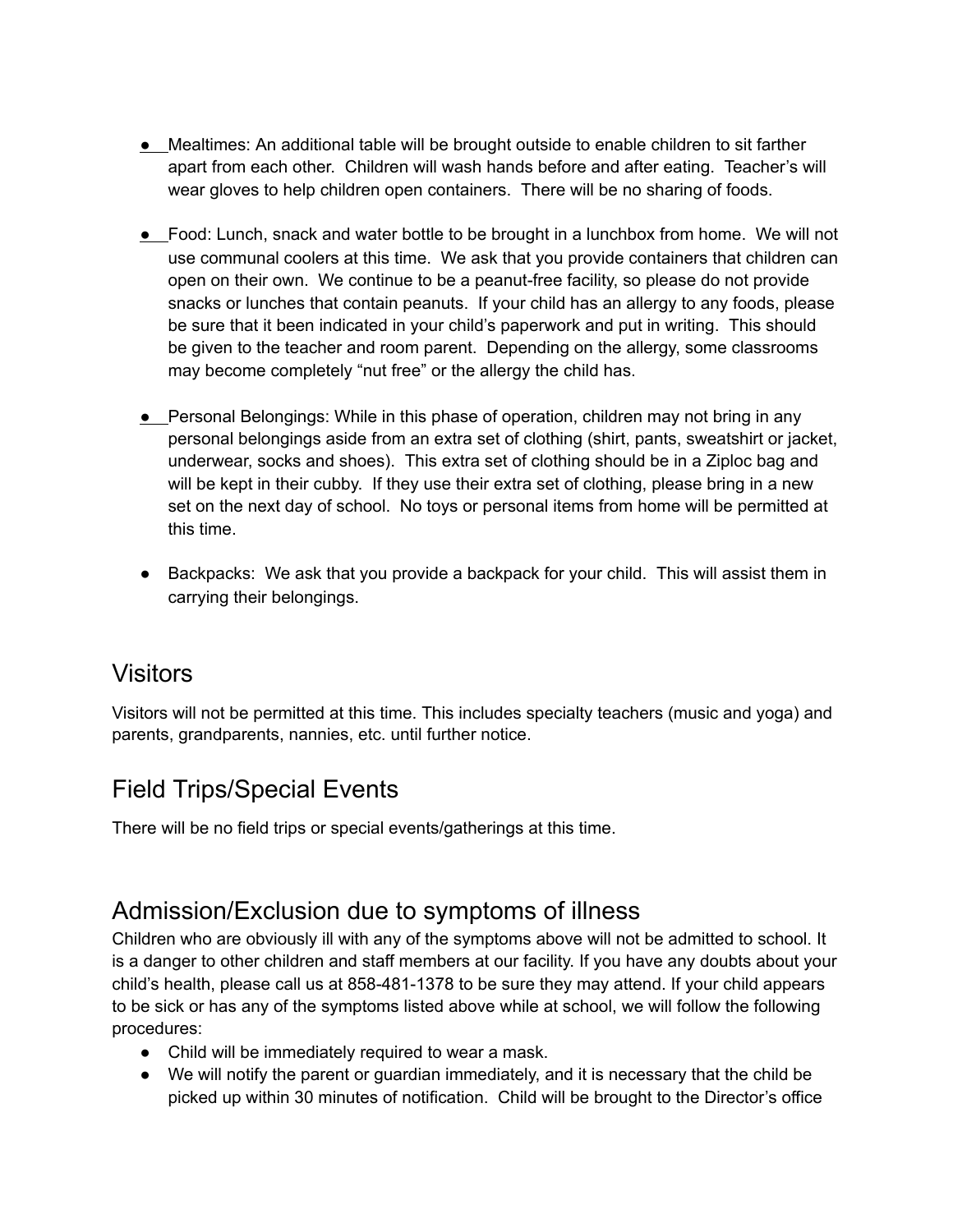- Mealtimes: An additional table will be brought outside to enable children to sit farther apart from each other. Children will wash hands before and after eating. Teacher's will wear gloves to help children open containers. There will be no sharing of foods.

- Food: Lunch, snack and water bottle to be brought in a lunchbox from home. We will not use communal coolers at this time. We ask that you provide containers that children can open on their own. We continue to be a peanut-free facility, so please do not provide snacks or lunches that contain peanuts. If your child has an allergy to any foods, please be sure that it been indicated in your child's paperwork and put in writing. This should be given to the teacher and room parent. Depending on the allergy, some classrooms may become completely "nut free" or the allergy the child has.

- Personal Belongings: While in this phase of operation, children may not bring in any personal belongings aside from an extra set of clothing (shirt, pants, sweatshirt or jacket, underwear, socks and shoes). This extra set of clothing should be in a Ziploc bag and will be kept in their cubby. If they use their extra set of clothing, please bring in a new set on the next day of school. No toys or personal items from home will be permitted at this time.

- Backpacks: We ask that you provide a backpack for your child. This will assist them in carrying their belongings.

## Visitors

Visitors will not be permitted at this time. This includes specialty teachers (music and yoga) and parents, grandparents, nannies, etc. until further notice.

## Field Trips/Special Events

There will be no field trips or special events/gatherings at this time.

## Admission/Exclusion due to symptoms of illness

Children who are obviously ill with any of the symptoms above will not be admitted to school. It is a danger to other children and staff members at our facility. If you have any doubts about your child's health, please call us at 858-481-1378 to be sure they may attend. If your child appears to be sick or has any of the symptoms listed above while at school, we will follow the following procedures:

- Child will be immediately required to wear a mask.
- We will notify the parent or guardian immediately, and it is necessary that the child be picked up within 30 minutes of notification. Child will be brought to the Director's office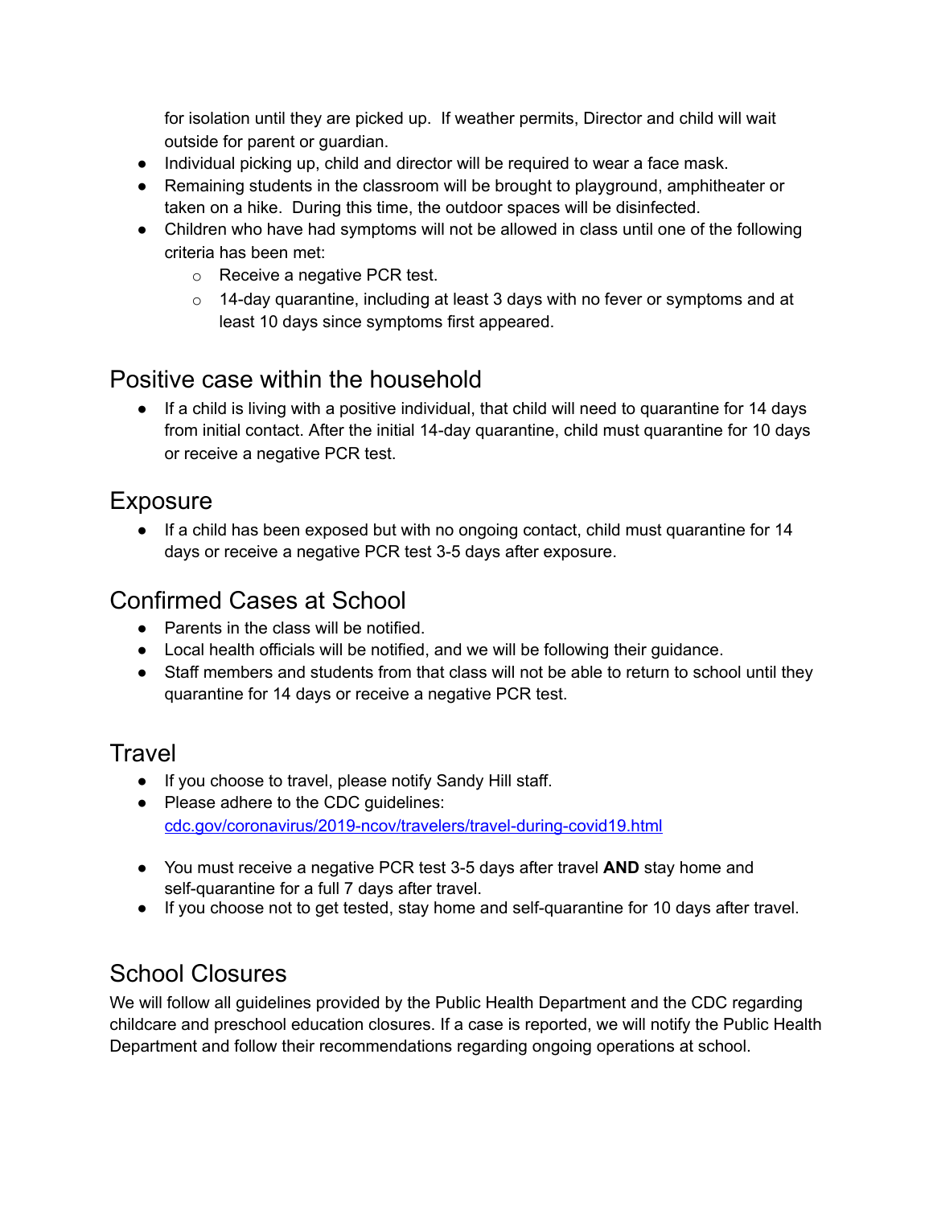for isolation until they are picked up. If weather permits, Director and child will wait outside for parent or guardian.

- Individual picking up, child and director will be required to wear a face mask.
- Remaining students in the classroom will be brought to playground, amphitheater or taken on a hike. During this time, the outdoor spaces will be disinfected.
- Children who have had symptoms will not be allowed in class until one of the following criteria has been met:
  - Receive a negative PCR test.
  - 14-day quarantine, including at least 3 days with no fever or symptoms and at least 10 days since symptoms first appeared.

## Positive case within the household

- If a child is living with a positive individual, that child will need to quarantine for 14 days from initial contact. After the initial 14-day quarantine, child must quarantine for 10 days or receive a negative PCR test.

## Exposure

- If a child has been exposed but with no ongoing contact, child must quarantine for 14 days or receive a negative PCR test 3-5 days after exposure.

## Confirmed Cases at School

- Parents in the class will be notified.
- Local health officials will be notified, and we will be following their guidance.
- Staff members and students from that class will not be able to return to school until they quarantine for 14 days or receive a negative PCR test.

## Travel

- If you choose to travel, please notify Sandy Hill staff.
- Please adhere to the CDC guidelines: [cdc.gov/coronavirus/2019-ncov/travelers/travel-during-covid19.html](https://cdc.gov/coronavirus/2019-ncov/travelers/travel-during-covid19.html)
- You must receive a negative PCR test 3-5 days after travel **AND** stay home and self-quarantine for a full 7 days after travel.
- If you choose not to get tested, stay home and self-quarantine for 10 days after travel.

## School Closures

We will follow all guidelines provided by the Public Health Department and the CDC regarding childcare and preschool education closures. If a case is reported, we will notify the Public Health Department and follow their recommendations regarding ongoing operations at school.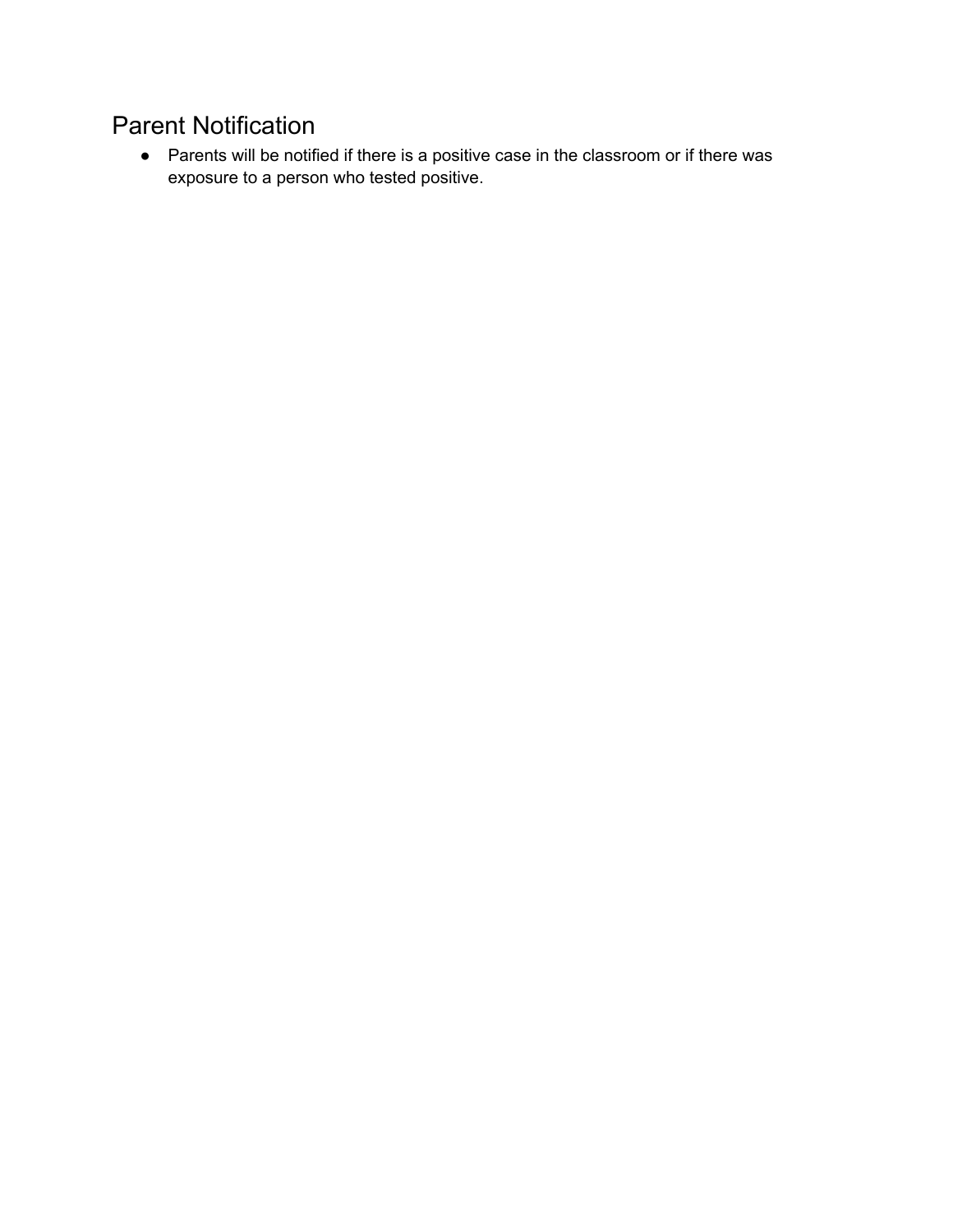## Parent Notification

- Parents will be notified if there is a positive case in the classroom or if there was exposure to a person who tested positive.